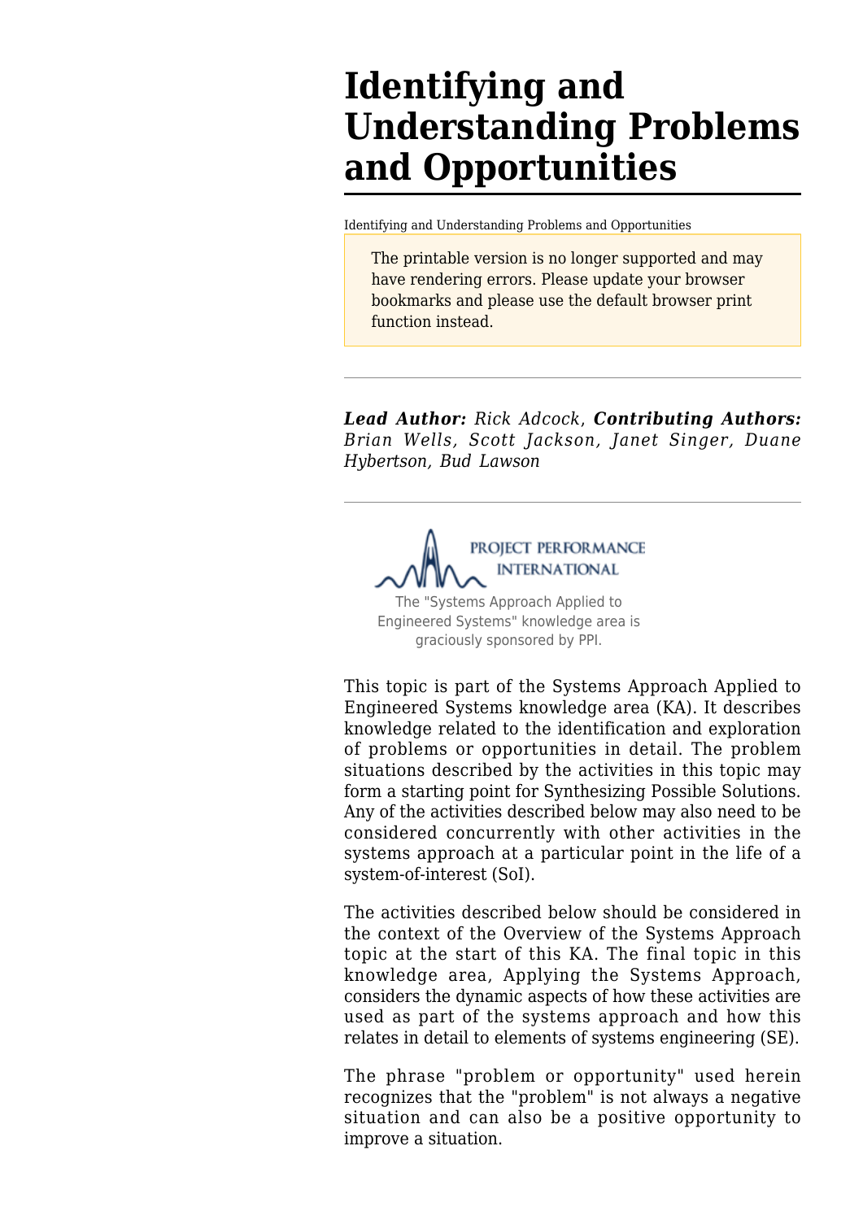# Identifying and Understanding Problems and Opportunities

Identifying and Understanding Problems and Opportunities

The printable version is no longer supported and may have rendering errors. Please update your browser bookmarks and please use the default browser print function instead.

---

***Lead Author:*** *Rick Adcock*, ***Contributing Authors:*** *Brian Wells, Scott Jackson, Janet Singer, Duane Hybertson, Bud Lawson*

---

The "Systems Approach Applied to Engineered Systems" knowledge area is graciously sponsored by PPI.

This topic is part of the Systems Approach Applied to Engineered Systems knowledge area (KA). It describes knowledge related to the identification and exploration of problems or opportunities in detail. The problem situations described by the activities in this topic may form a starting point for Synthesizing Possible Solutions. Any of the activities described below may also need to be considered concurrently with other activities in the systems approach at a particular point in the life of a system-of-interest (SoI).

The activities described below should be considered in the context of the Overview of the Systems Approach topic at the start of this KA. The final topic in this knowledge area, Applying the Systems Approach, considers the dynamic aspects of how these activities are used as part of the systems approach and how this relates in detail to elements of systems engineering (SE).

The phrase "problem or opportunity" used herein recognizes that the "problem" is not always a negative situation and can also be a positive opportunity to improve a situation.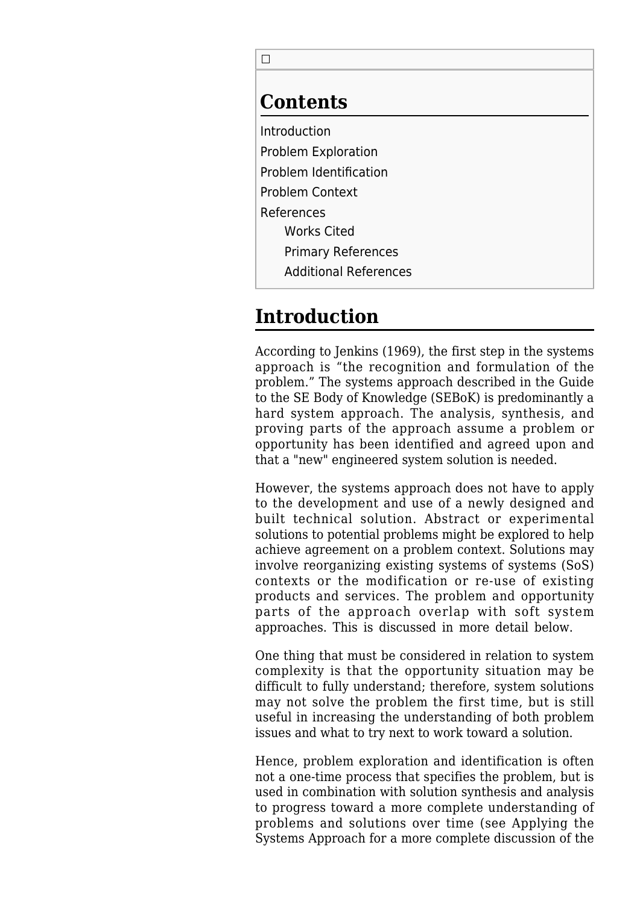## Contents

- Introduction
- Problem Exploration
- Problem Identification
- Problem Context
- References
  - Works Cited
  - Primary References
  - Additional References

## Introduction

According to Jenkins (1969), the first step in the systems approach is "the recognition and formulation of the problem." The systems approach described in the Guide to the SE Body of Knowledge (SEBoK) is predominantly a hard system approach. The analysis, synthesis, and proving parts of the approach assume a problem or opportunity has been identified and agreed upon and that a "new" engineered system solution is needed.

However, the systems approach does not have to apply to the development and use of a newly designed and built technical solution. Abstract or experimental solutions to potential problems might be explored to help achieve agreement on a problem context. Solutions may involve reorganizing existing systems of systems (SoS) contexts or the modification or re-use of existing products and services. The problem and opportunity parts of the approach overlap with soft system approaches. This is discussed in more detail below.

One thing that must be considered in relation to system complexity is that the opportunity situation may be difficult to fully understand; therefore, system solutions may not solve the problem the first time, but is still useful in increasing the understanding of both problem issues and what to try next to work toward a solution.

Hence, problem exploration and identification is often not a one-time process that specifies the problem, but is used in combination with solution synthesis and analysis to progress toward a more complete understanding of problems and solutions over time (see Applying the Systems Approach for a more complete discussion of the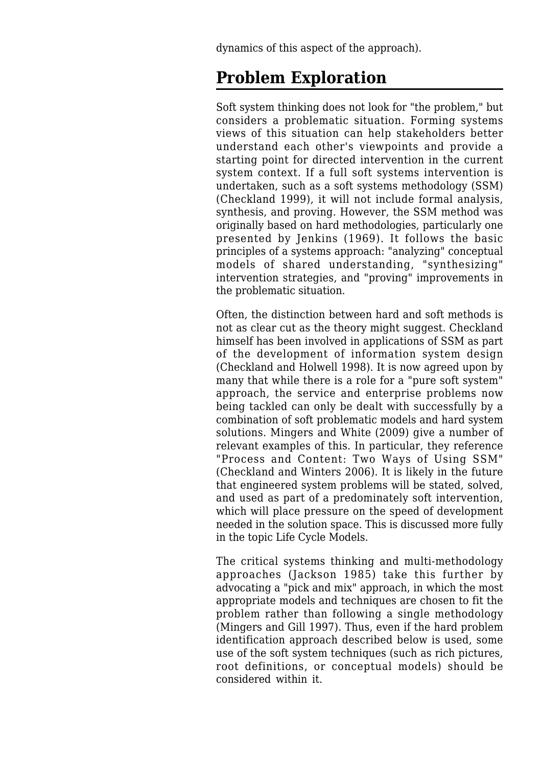dynamics of this aspect of the approach).

## Problem Exploration

Soft system thinking does not look for "the problem," but considers a problematic situation. Forming systems views of this situation can help stakeholders better understand each other's viewpoints and provide a starting point for directed intervention in the current system context. If a full soft systems intervention is undertaken, such as a soft systems methodology (SSM) (Checkland 1999), it will not include formal analysis, synthesis, and proving. However, the SSM method was originally based on hard methodologies, particularly one presented by Jenkins (1969). It follows the basic principles of a systems approach: "analyzing" conceptual models of shared understanding, "synthesizing" intervention strategies, and "proving" improvements in the problematic situation.

Often, the distinction between hard and soft methods is not as clear cut as the theory might suggest. Checkland himself has been involved in applications of SSM as part of the development of information system design (Checkland and Holwell 1998). It is now agreed upon by many that while there is a role for a "pure soft system" approach, the service and enterprise problems now being tackled can only be dealt with successfully by a combination of soft problematic models and hard system solutions. Mingers and White (2009) give a number of relevant examples of this. In particular, they reference "Process and Content: Two Ways of Using SSM" (Checkland and Winters 2006). It is likely in the future that engineered system problems will be stated, solved, and used as part of a predominately soft intervention, which will place pressure on the speed of development needed in the solution space. This is discussed more fully in the topic Life Cycle Models.

The critical systems thinking and multi-methodology approaches (Jackson 1985) take this further by advocating a "pick and mix" approach, in which the most appropriate models and techniques are chosen to fit the problem rather than following a single methodology (Mingers and Gill 1997). Thus, even if the hard problem identification approach described below is used, some use of the soft system techniques (such as rich pictures, root definitions, or conceptual models) should be considered within it.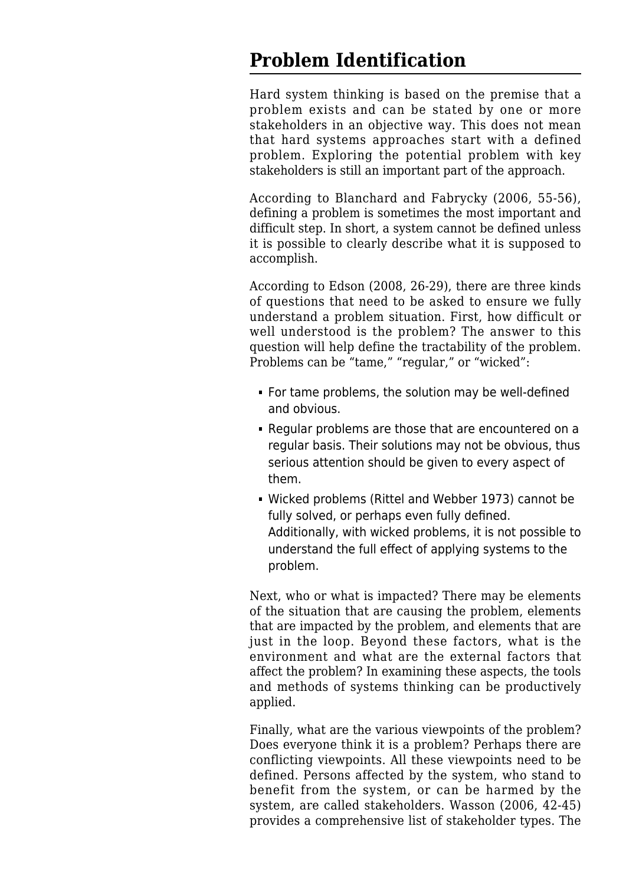## Problem Identification

Hard system thinking is based on the premise that a problem exists and can be stated by one or more stakeholders in an objective way. This does not mean that hard systems approaches start with a defined problem. Exploring the potential problem with key stakeholders is still an important part of the approach.

According to Blanchard and Fabrycky (2006, 55-56), defining a problem is sometimes the most important and difficult step. In short, a system cannot be defined unless it is possible to clearly describe what it is supposed to accomplish.

According to Edson (2008, 26-29), there are three kinds of questions that need to be asked to ensure we fully understand a problem situation. First, how difficult or well understood is the problem? The answer to this question will help define the tractability of the problem. Problems can be "tame," "regular," or "wicked":

- For tame problems, the solution may be well-defined and obvious.
- Regular problems are those that are encountered on a regular basis. Their solutions may not be obvious, thus serious attention should be given to every aspect of them.
- Wicked problems (Rittel and Webber 1973) cannot be fully solved, or perhaps even fully defined. Additionally, with wicked problems, it is not possible to understand the full effect of applying systems to the problem.

Next, who or what is impacted? There may be elements of the situation that are causing the problem, elements that are impacted by the problem, and elements that are just in the loop. Beyond these factors, what is the environment and what are the external factors that affect the problem? In examining these aspects, the tools and methods of systems thinking can be productively applied.

Finally, what are the various viewpoints of the problem? Does everyone think it is a problem? Perhaps there are conflicting viewpoints. All these viewpoints need to be defined. Persons affected by the system, who stand to benefit from the system, or can be harmed by the system, are called stakeholders. Wasson (2006, 42-45) provides a comprehensive list of stakeholder types. The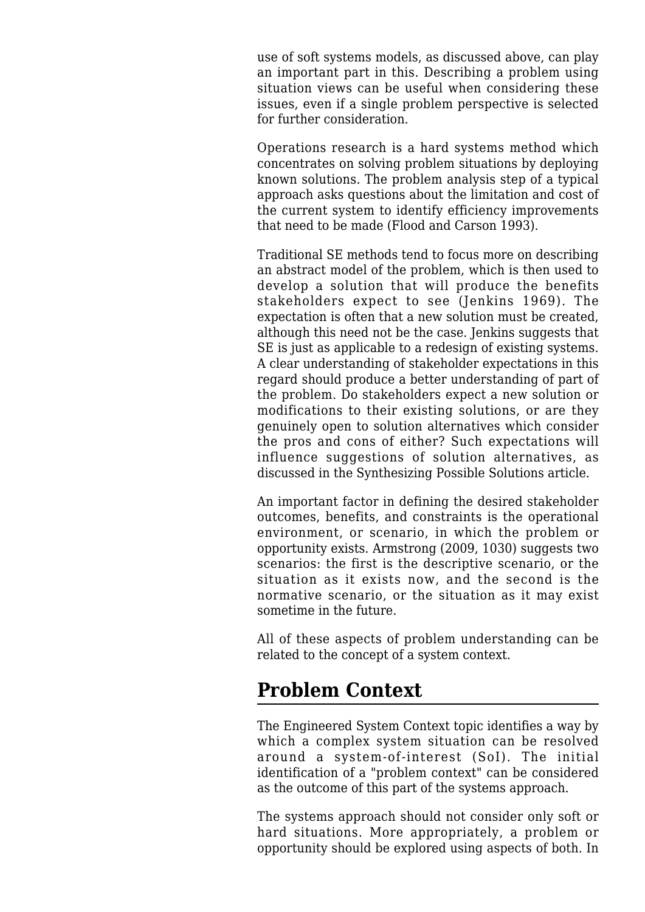use of soft systems models, as discussed above, can play an important part in this. Describing a problem using situation views can be useful when considering these issues, even if a single problem perspective is selected for further consideration.

Operations research is a hard systems method which concentrates on solving problem situations by deploying known solutions. The problem analysis step of a typical approach asks questions about the limitation and cost of the current system to identify efficiency improvements that need to be made (Flood and Carson 1993).

Traditional SE methods tend to focus more on describing an abstract model of the problem, which is then used to develop a solution that will produce the benefits stakeholders expect to see (Jenkins 1969). The expectation is often that a new solution must be created, although this need not be the case. Jenkins suggests that SE is just as applicable to a redesign of existing systems. A clear understanding of stakeholder expectations in this regard should produce a better understanding of part of the problem. Do stakeholders expect a new solution or modifications to their existing solutions, or are they genuinely open to solution alternatives which consider the pros and cons of either? Such expectations will influence suggestions of solution alternatives, as discussed in the Synthesizing Possible Solutions article.

An important factor in defining the desired stakeholder outcomes, benefits, and constraints is the operational environment, or scenario, in which the problem or opportunity exists. Armstrong (2009, 1030) suggests two scenarios: the first is the descriptive scenario, or the situation as it exists now, and the second is the normative scenario, or the situation as it may exist sometime in the future.

All of these aspects of problem understanding can be related to the concept of a system context.

## Problem Context

The Engineered System Context topic identifies a way by which a complex system situation can be resolved around a system-of-interest (SoI). The initial identification of a "problem context" can be considered as the outcome of this part of the systems approach.

The systems approach should not consider only soft or hard situations. More appropriately, a problem or opportunity should be explored using aspects of both. In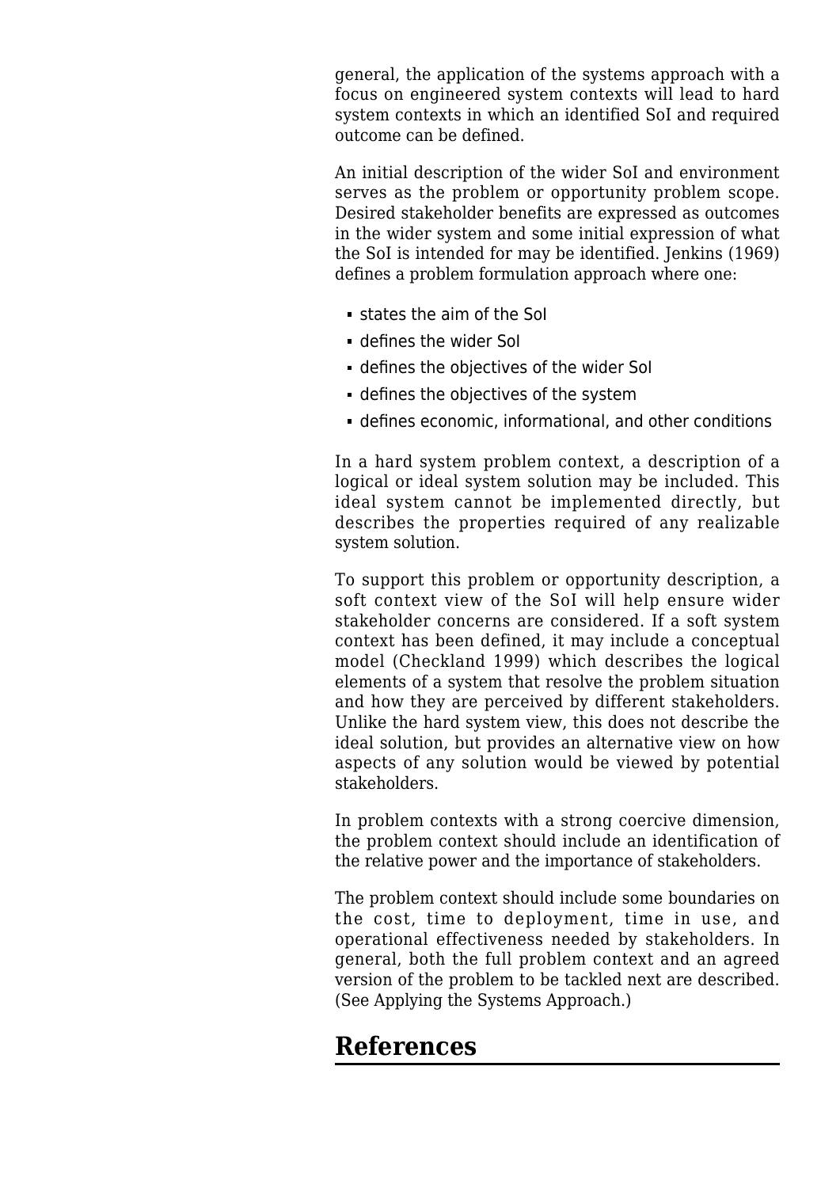general, the application of the systems approach with a focus on engineered system contexts will lead to hard system contexts in which an identified SoI and required outcome can be defined.

An initial description of the wider SoI and environment serves as the problem or opportunity problem scope. Desired stakeholder benefits are expressed as outcomes in the wider system and some initial expression of what the SoI is intended for may be identified. Jenkins (1969) defines a problem formulation approach where one:

- states the aim of the SoI
- defines the wider SoI
- defines the objectives of the wider SoI
- defines the objectives of the system
- defines economic, informational, and other conditions

In a hard system problem context, a description of a logical or ideal system solution may be included. This ideal system cannot be implemented directly, but describes the properties required of any realizable system solution.

To support this problem or opportunity description, a soft context view of the SoI will help ensure wider stakeholder concerns are considered. If a soft system context has been defined, it may include a conceptual model (Checkland 1999) which describes the logical elements of a system that resolve the problem situation and how they are perceived by different stakeholders. Unlike the hard system view, this does not describe the ideal solution, but provides an alternative view on how aspects of any solution would be viewed by potential stakeholders.

In problem contexts with a strong coercive dimension, the problem context should include an identification of the relative power and the importance of stakeholders.

The problem context should include some boundaries on the cost, time to deployment, time in use, and operational effectiveness needed by stakeholders. In general, both the full problem context and an agreed version of the problem to be tackled next are described. (See Applying the Systems Approach.)

## References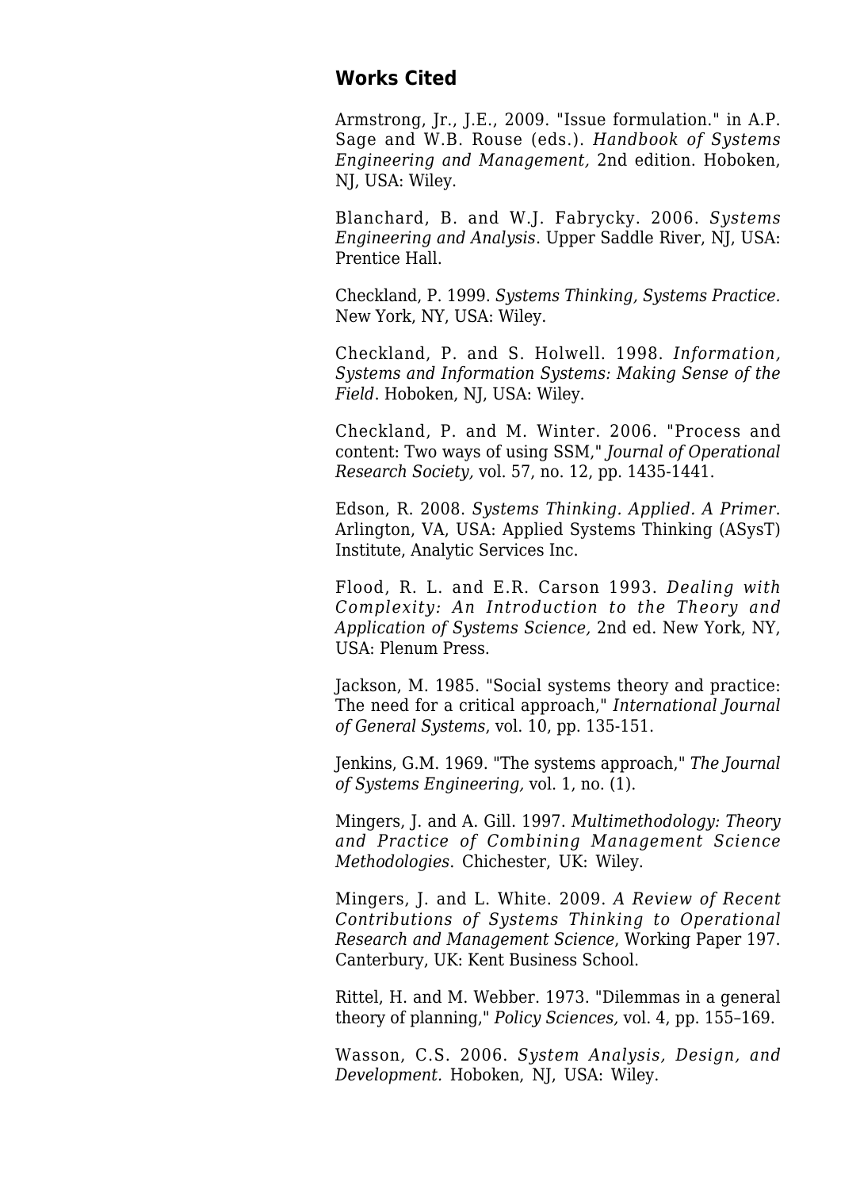## Works Cited

Armstrong, Jr., J.E., 2009. "Issue formulation." in A.P. Sage and W.B. Rouse (eds.). *Handbook of Systems Engineering and Management,* 2nd edition. Hoboken, NJ, USA: Wiley.

Blanchard, B. and W.J. Fabrycky. 2006. *Systems Engineering and Analysis*. Upper Saddle River, NJ, USA: Prentice Hall.

Checkland, P. 1999. *Systems Thinking, Systems Practice.* New York, NY, USA: Wiley.

Checkland, P. and S. Holwell. 1998. *Information, Systems and Information Systems: Making Sense of the Field*. Hoboken, NJ, USA: Wiley.

Checkland, P. and M. Winter. 2006. "Process and content: Two ways of using SSM," *Journal of Operational Research Society,* vol. 57, no. 12, pp. 1435-1441.

Edson, R. 2008. *Systems Thinking. Applied. A Primer*. Arlington, VA, USA: Applied Systems Thinking (ASysT) Institute, Analytic Services Inc.

Flood, R. L. and E.R. Carson 1993. *Dealing with Complexity: An Introduction to the Theory and Application of Systems Science,* 2nd ed. New York, NY, USA: Plenum Press.

Jackson, M. 1985. "Social systems theory and practice: The need for a critical approach," *International Journal of General Systems*, vol. 10, pp. 135-151.

Jenkins, G.M. 1969. "The systems approach," *The Journal of Systems Engineering,* vol. 1, no. (1).

Mingers, J. and A. Gill. 1997. *Multimethodology: Theory and Practice of Combining Management Science Methodologies*. Chichester, UK: Wiley.

Mingers, J. and L. White. 2009. *A Review of Recent Contributions of Systems Thinking to Operational Research and Management Science*, Working Paper 197. Canterbury, UK: Kent Business School.

Rittel, H. and M. Webber. 1973. "Dilemmas in a general theory of planning," *Policy Sciences,* vol. 4, pp. 155–169.

Wasson, C.S. 2006. *System Analysis, Design, and Development.* Hoboken, NJ, USA: Wiley.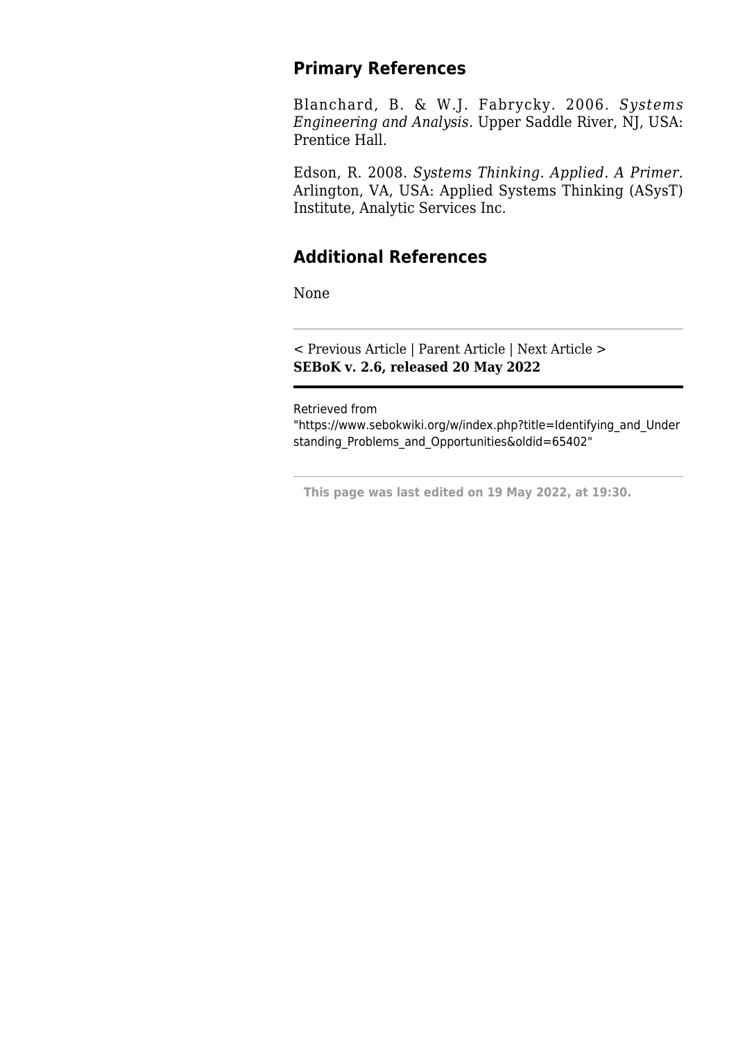### Primary References

Blanchard, B. & W.J. Fabrycky. 2006. *Systems Engineering and Analysis*. Upper Saddle River, NJ, USA: Prentice Hall.

Edson, R. 2008. *Systems Thinking. Applied. A Primer*. Arlington, VA, USA: Applied Systems Thinking (ASysT) Institute, Analytic Services Inc.

### Additional References

None

---

< Previous Article | Parent Article | Next Article >
**SEBoK v. 2.6, released 20 May 2022**

Retrieved from "https://www.sebokwiki.org/w/index.php?title=Identifying_and_Understanding_Problems_and_Opportunities&oldid=65402"

**This page was last edited on 19 May 2022, at 19:30.**